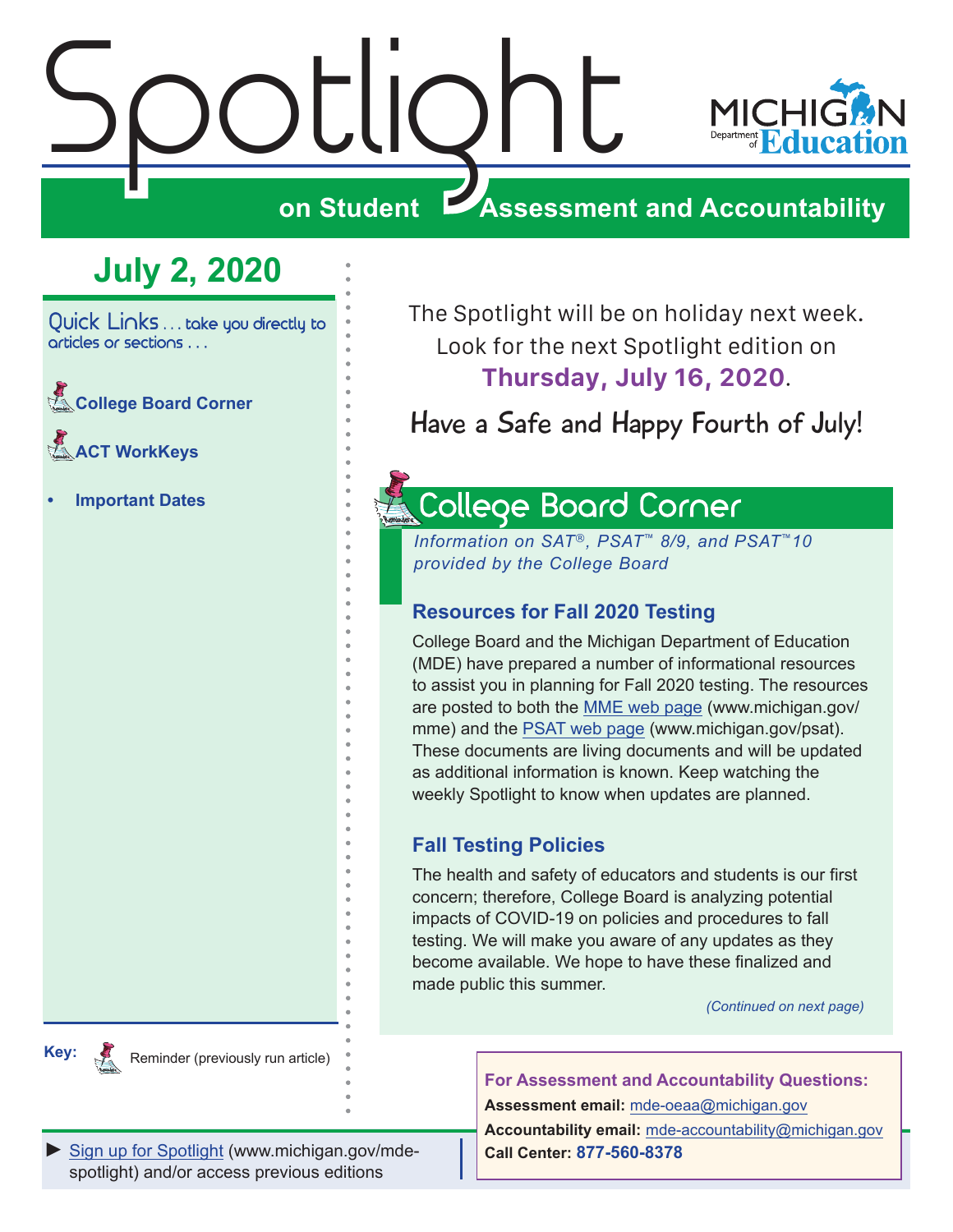# Spotlight

## on Student Assessment and Accountability

MICHIGAN Department of Education

## July 2, 2020

Quick Links . . . take you directly to articles or sections . . .

- College Board Corner
- ACT WorkKeys
- Important Dates

Key: Reminder (previously run article)

The Spotlight will be on holiday next week. Look for the next Spotlight edition on **Thursday, July 16, 2020**.

Have a Safe and Happy Fourth of July!

## College Board Corner

*Information on SAT®, PSAT™ 8/9, and PSAT™10 provided by the College Board*

### Resources for Fall 2020 Testing

College Board and the Michigan Department of Education (MDE) have prepared a number of informational resources to assist you in planning for Fall 2020 testing. The resources are posted to both the MME web page (www.michigan.gov/mme) and the PSAT web page (www.michigan.gov/psat). These documents are living documents and will be updated as additional information is known. Keep watching the weekly Spotlight to know when updates are planned.

### Fall Testing Policies

The health and safety of educators and students is our first concern; therefore, College Board is analyzing potential impacts of COVID-19 on policies and procedures to fall testing. We will make you aware of any updates as they become available. We hope to have these finalized and made public this summer.

*(Continued on next page)*

► Sign up for Spotlight (www.michigan.gov/mde-spotlight) and/or access previous editions

**For Assessment and Accountability Questions:**

**Assessment email:** mde-oeaa@michigan.gov

**Accountability email:** mde-accountability@michigan.gov

**Call Center: 877-560-8378**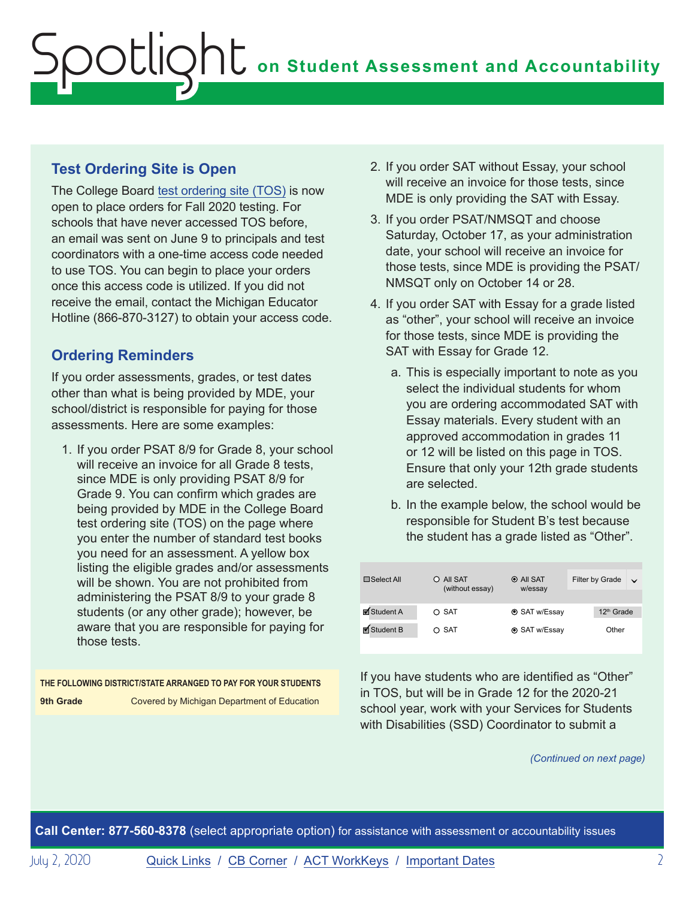## Test Ordering Site is Open

The College Board test ordering site (TOS) is now open to place orders for Fall 2020 testing. For schools that have never accessed TOS before, an email was sent on June 9 to principals and test coordinators with a one-time access code needed to use TOS. You can begin to place your orders once this access code is utilized. If you did not receive the email, contact the Michigan Educator Hotline (866-870-3127) to obtain your access code.

## Ordering Reminders

If you order assessments, grades, or test dates other than what is being provided by MDE, your school/district is responsible for paying for those assessments. Here are some examples:

1. If you order PSAT 8/9 for Grade 8, your school will receive an invoice for all Grade 8 tests, since MDE is only providing PSAT 8/9 for Grade 9. You can confirm which grades are being provided by MDE in the College Board test ordering site (TOS) on the page where you enter the number of standard test books you need for an assessment. A yellow box listing the eligible grades and/or assessments will be shown. You are not prohibited from administering the PSAT 8/9 to your grade 8 students (or any other grade); however, be aware that you are responsible for paying for those tests.

| THE FOLLOWING DISTRICT/STATE ARRANGED TO PAY FOR YOUR STUDENTS | |
|---|---|
| 9th Grade | Covered by Michigan Department of Education |

2. If you order SAT without Essay, your school will receive an invoice for those tests, since MDE is only providing the SAT with Essay.
3. If you order PSAT/NMSQT and choose Saturday, October 17, as your administration date, your school will receive an invoice for those tests, since MDE is providing the PSAT/NMSQT only on October 14 or 28.
4. If you order SAT with Essay for a grade listed as "other", your school will receive an invoice for those tests, since MDE is providing the SAT with Essay for Grade 12.
   a. This is especially important to note as you select the individual students for whom you are ordering accommodated SAT with Essay materials. Every student with an approved accommodation in grades 11 or 12 will be listed on this page in TOS. Ensure that only your 12th grade students are selected.
   b. In the example below, the school would be responsible for Student B's test because the student has a grade listed as "Other".

| ☐ Select All | ○ All SAT (without essay) | ◉ All SAT w/essay | Filter by Grade |
|---|---|---|---|
| ☑ Student A | ○ SAT | ◉ SAT w/Essay | 12th Grade |
| ☑ Student B | ○ SAT | ◉ SAT w/Essay | Other |

If you have students who are identified as "Other" in TOS, but will be in Grade 12 for the 2020-21 school year, work with your Services for Students with Disabilities (SSD) Coordinator to submit a

*(Continued on next page)*

**Call Center: 877-560-8378** (select appropriate option) for assistance with assessment or accountability issues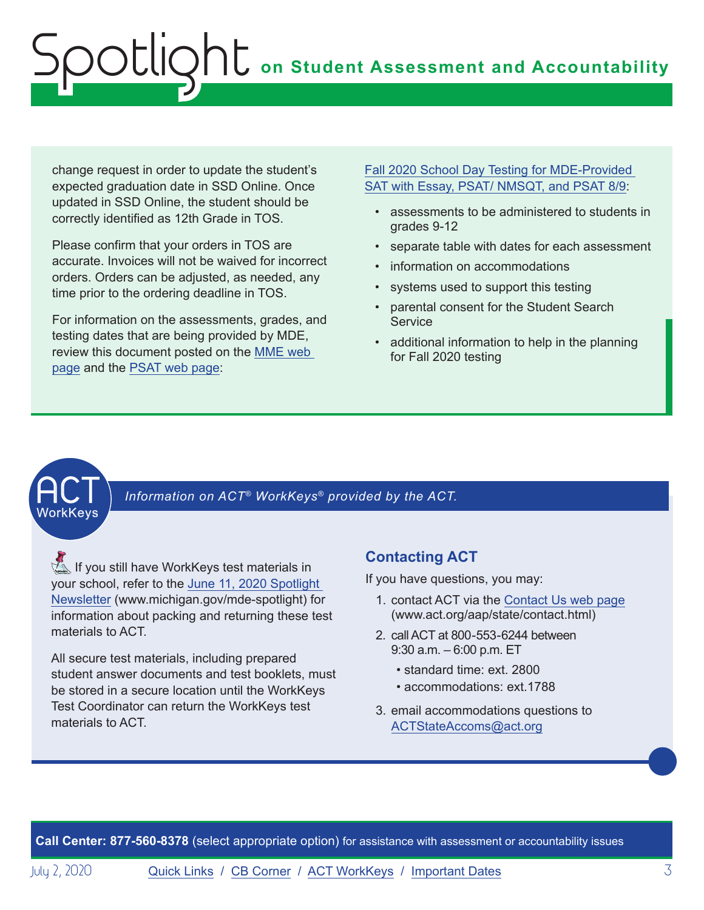change request in order to update the student's expected graduation date in SSD Online. Once updated in SSD Online, the student should be correctly identified as 12th Grade in TOS.

Please confirm that your orders in TOS are accurate. Invoices will not be waived for incorrect orders. Orders can be adjusted, as needed, any time prior to the ordering deadline in TOS.

For information on the assessments, grades, and testing dates that are being provided by MDE, review this document posted on the MME web page and the PSAT web page:

Fall 2020 School Day Testing for MDE-Provided SAT with Essay, PSAT/ NMSQT, and PSAT 8/9:

- assessments to be administered to students in grades 9-12
- separate table with dates for each assessment
- information on accommodations
- systems used to support this testing
- parental consent for the Student Search Service
- additional information to help in the planning for Fall 2020 testing

## ACT WorkKeys

*Information on ACT® WorkKeys® provided by the ACT.*

If you still have WorkKeys test materials in your school, refer to the June 11, 2020 Spotlight Newsletter (www.michigan.gov/mde-spotlight) for information about packing and returning these test materials to ACT.

All secure test materials, including prepared student answer documents and test booklets, must be stored in a secure location until the WorkKeys Test Coordinator can return the WorkKeys test materials to ACT.

### Contacting ACT

If you have questions, you may:

1. contact ACT via the Contact Us web page (www.act.org/aap/state/contact.html)
2. call ACT at 800-553-6244 between 9:30 a.m. – 6:00 p.m. ET
   - standard time: ext. 2800
   - accommodations: ext.1788
3. email accommodations questions to ACTStateAccoms@act.org

**Call Center: 877-560-8378** (select appropriate option) for assistance with assessment or accountability issues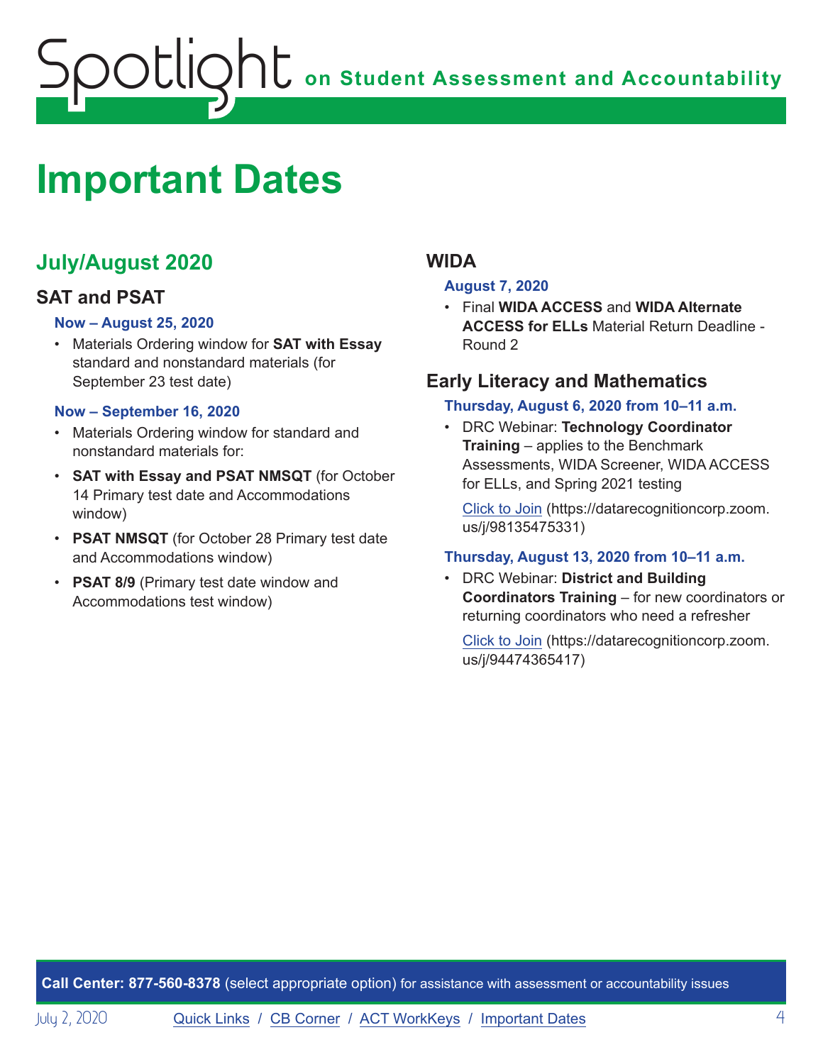# Important Dates

## July/August 2020

### SAT and PSAT

**Now – August 25, 2020**

- Materials Ordering window for **SAT with Essay** standard and nonstandard materials (for September 23 test date)

**Now – September 16, 2020**

- Materials Ordering window for standard and nonstandard materials for:
- **SAT with Essay and PSAT NMSQT** (for October 14 Primary test date and Accommodations window)
- **PSAT NMSQT** (for October 28 Primary test date and Accommodations window)
- **PSAT 8/9** (Primary test date window and Accommodations test window)

### WIDA

**August 7, 2020**

- Final **WIDA ACCESS** and **WIDA Alternate ACCESS for ELLs** Material Return Deadline - Round 2

### Early Literacy and Mathematics

**Thursday, August 6, 2020 from 10–11 a.m.**

- DRC Webinar: **Technology Coordinator Training** – applies to the Benchmark Assessments, WIDA Screener, WIDA ACCESS for ELLs, and Spring 2021 testing

  Click to Join (https://datarecognitioncorp.zoom.us/j/98135475331)

**Thursday, August 13, 2020 from 10–11 a.m.**

- DRC Webinar: **District and Building Coordinators Training** – for new coordinators or returning coordinators who need a refresher

  Click to Join (https://datarecognitioncorp.zoom.us/j/94474365417)

**Call Center: 877-560-8378** (select appropriate option) for assistance with assessment or accountability issues